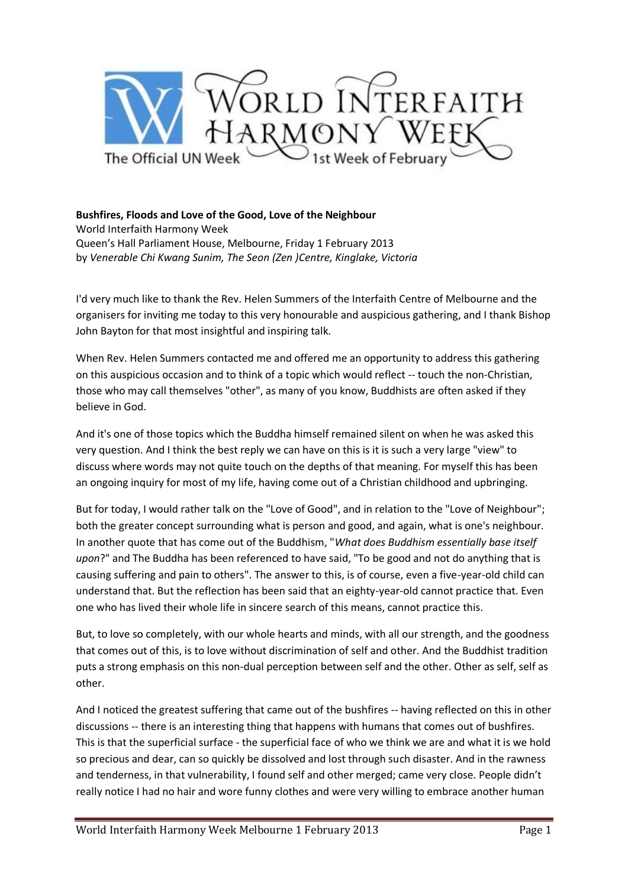**Bushfires, Floods and Love of the Good, Love of the Neighbour**
World Interfaith Harmony Week
Queen's Hall Parliament House, Melbourne, Friday 1 February 2013
by *Venerable Chi Kwang Sunim, The Seon (Zen )Centre, Kinglake, Victoria*

I'd very much like to thank the Rev. Helen Summers of the Interfaith Centre of Melbourne and the organisers for inviting me today to this very honourable and auspicious gathering, and I thank Bishop John Bayton for that most insightful and inspiring talk.

When Rev. Helen Summers contacted me and offered me an opportunity to address this gathering on this auspicious occasion and to think of a topic which would reflect -- touch the non-Christian, those who may call themselves "other", as many of you know, Buddhists are often asked if they believe in God.

And it's one of those topics which the Buddha himself remained silent on when he was asked this very question. And I think the best reply we can have on this is it is such a very large "view" to discuss where words may not quite touch on the depths of that meaning. For myself this has been an ongoing inquiry for most of my life, having come out of a Christian childhood and upbringing.

But for today, I would rather talk on the "Love of Good", and in relation to the "Love of Neighbour"; both the greater concept surrounding what is person and good, and again, what is one's neighbour. In another quote that has come out of the Buddhism, "*What does Buddhism essentially base itself upon*?" and The Buddha has been referenced to have said, "To be good and not do anything that is causing suffering and pain to others". The answer to this, is of course, even a five-year-old child can understand that. But the reflection has been said that an eighty-year-old cannot practice that. Even one who has lived their whole life in sincere search of this means, cannot practice this.

But, to love so completely, with our whole hearts and minds, with all our strength, and the goodness that comes out of this, is to love without discrimination of self and other. And the Buddhist tradition puts a strong emphasis on this non-dual perception between self and the other. Other as self, self as other.

And I noticed the greatest suffering that came out of the bushfires -- having reflected on this in other discussions -- there is an interesting thing that happens with humans that comes out of bushfires. This is that the superficial surface - the superficial face of who we think we are and what it is we hold so precious and dear, can so quickly be dissolved and lost through such disaster. And in the rawness and tenderness, in that vulnerability, I found self and other merged; came very close. People didn't really notice I had no hair and wore funny clothes and were very willing to embrace another human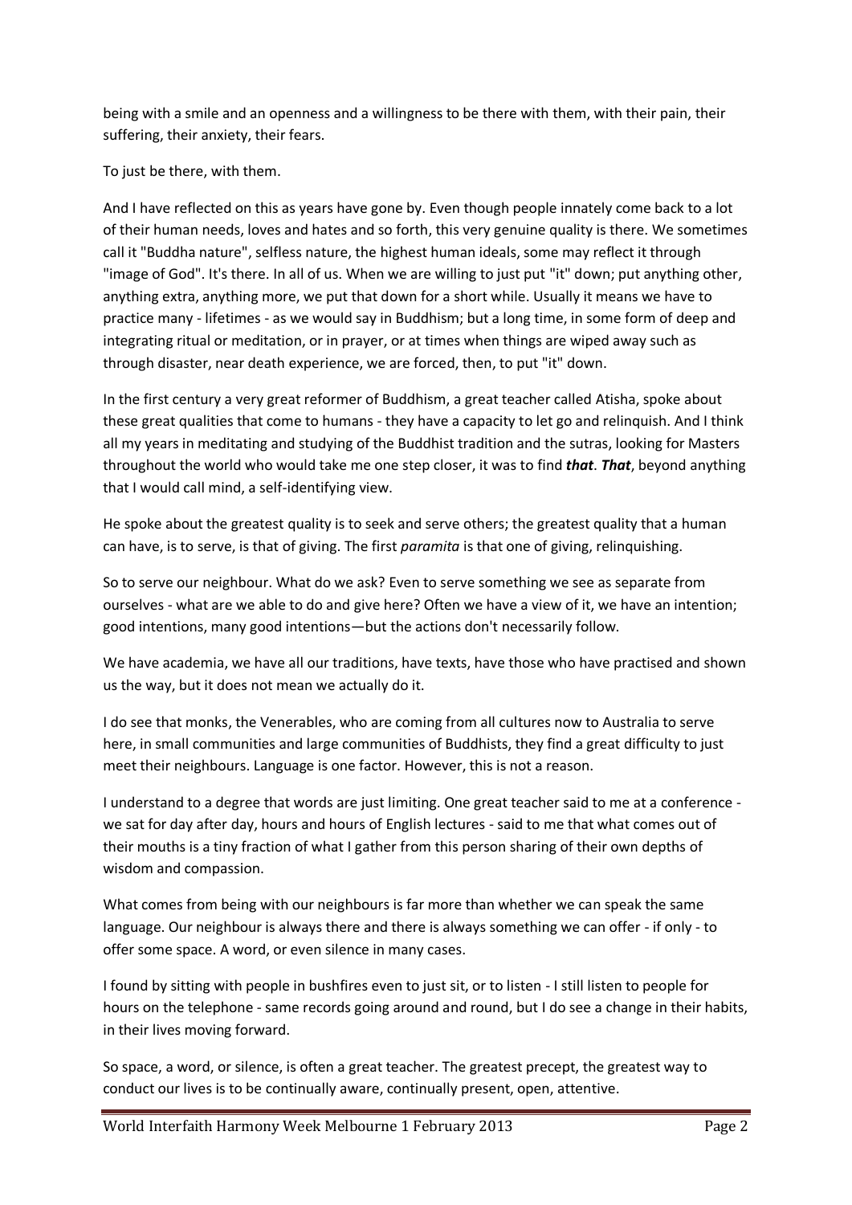being with a smile and an openness and a willingness to be there with them, with their pain, their suffering, their anxiety, their fears.

To just be there, with them.

And I have reflected on this as years have gone by. Even though people innately come back to a lot of their human needs, loves and hates and so forth, this very genuine quality is there. We sometimes call it "Buddha nature", selfless nature, the highest human ideals, some may reflect it through "image of God". It's there. In all of us. When we are willing to just put "it" down; put anything other, anything extra, anything more, we put that down for a short while. Usually it means we have to practice many - lifetimes - as we would say in Buddhism; but a long time, in some form of deep and integrating ritual or meditation, or in prayer, or at times when things are wiped away such as through disaster, near death experience, we are forced, then, to put "it" down.

In the first century a very great reformer of Buddhism, a great teacher called Atisha, spoke about these great qualities that come to humans - they have a capacity to let go and relinquish. And I think all my years in meditating and studying of the Buddhist tradition and the sutras, looking for Masters throughout the world who would take me one step closer, it was to find ***that***. ***That***, beyond anything that I would call mind, a self-identifying view.

He spoke about the greatest quality is to seek and serve others; the greatest quality that a human can have, is to serve, is that of giving. The first *paramita* is that one of giving, relinquishing.

So to serve our neighbour. What do we ask? Even to serve something we see as separate from ourselves - what are we able to do and give here? Often we have a view of it, we have an intention; good intentions, many good intentions—but the actions don't necessarily follow.

We have academia, we have all our traditions, have texts, have those who have practised and shown us the way, but it does not mean we actually do it.

I do see that monks, the Venerables, who are coming from all cultures now to Australia to serve here, in small communities and large communities of Buddhists, they find a great difficulty to just meet their neighbours. Language is one factor. However, this is not a reason.

I understand to a degree that words are just limiting. One great teacher said to me at a conference - we sat for day after day, hours and hours of English lectures - said to me that what comes out of their mouths is a tiny fraction of what I gather from this person sharing of their own depths of wisdom and compassion.

What comes from being with our neighbours is far more than whether we can speak the same language. Our neighbour is always there and there is always something we can offer - if only - to offer some space. A word, or even silence in many cases.

I found by sitting with people in bushfires even to just sit, or to listen - I still listen to people for hours on the telephone - same records going around and round, but I do see a change in their habits, in their lives moving forward.

So space, a word, or silence, is often a great teacher. The greatest precept, the greatest way to conduct our lives is to be continually aware, continually present, open, attentive.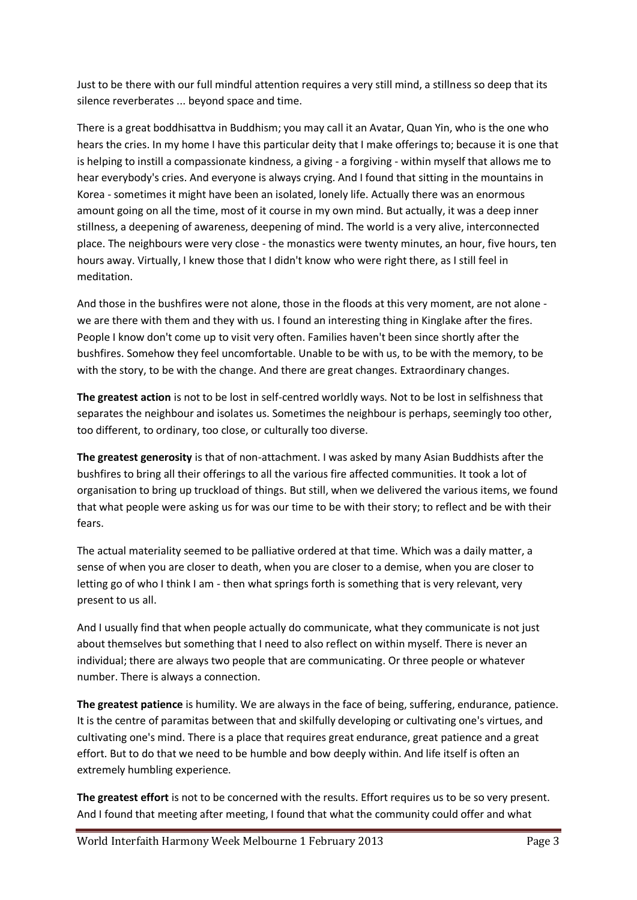Just to be there with our full mindful attention requires a very still mind, a stillness so deep that its silence reverberates ... beyond space and time.

There is a great boddhisattva in Buddhism; you may call it an Avatar, Quan Yin, who is the one who hears the cries. In my home I have this particular deity that I make offerings to; because it is one that is helping to instill a compassionate kindness, a giving - a forgiving - within myself that allows me to hear everybody's cries. And everyone is always crying. And I found that sitting in the mountains in Korea - sometimes it might have been an isolated, lonely life. Actually there was an enormous amount going on all the time, most of it course in my own mind. But actually, it was a deep inner stillness, a deepening of awareness, deepening of mind. The world is a very alive, interconnected place. The neighbours were very close - the monastics were twenty minutes, an hour, five hours, ten hours away. Virtually, I knew those that I didn't know who were right there, as I still feel in meditation.

And those in the bushfires were not alone, those in the floods at this very moment, are not alone - we are there with them and they with us. I found an interesting thing in Kinglake after the fires. People I know don't come up to visit very often. Families haven't been since shortly after the bushfires. Somehow they feel uncomfortable. Unable to be with us, to be with the memory, to be with the story, to be with the change. And there are great changes. Extraordinary changes.

**The greatest action** is not to be lost in self-centred worldly ways. Not to be lost in selfishness that separates the neighbour and isolates us. Sometimes the neighbour is perhaps, seemingly too other, too different, to ordinary, too close, or culturally too diverse.

**The greatest generosity** is that of non-attachment. I was asked by many Asian Buddhists after the bushfires to bring all their offerings to all the various fire affected communities. It took a lot of organisation to bring up truckload of things. But still, when we delivered the various items, we found that what people were asking us for was our time to be with their story; to reflect and be with their fears.

The actual materiality seemed to be palliative ordered at that time. Which was a daily matter, a sense of when you are closer to death, when you are closer to a demise, when you are closer to letting go of who I think I am - then what springs forth is something that is very relevant, very present to us all.

And I usually find that when people actually do communicate, what they communicate is not just about themselves but something that I need to also reflect on within myself. There is never an individual; there are always two people that are communicating. Or three people or whatever number. There is always a connection.

**The greatest patience** is humility. We are always in the face of being, suffering, endurance, patience. It is the centre of paramitas between that and skilfully developing or cultivating one's virtues, and cultivating one's mind. There is a place that requires great endurance, great patience and a great effort. But to do that we need to be humble and bow deeply within. And life itself is often an extremely humbling experience.

**The greatest effort** is not to be concerned with the results. Effort requires us to be so very present. And I found that meeting after meeting, I found that what the community could offer and what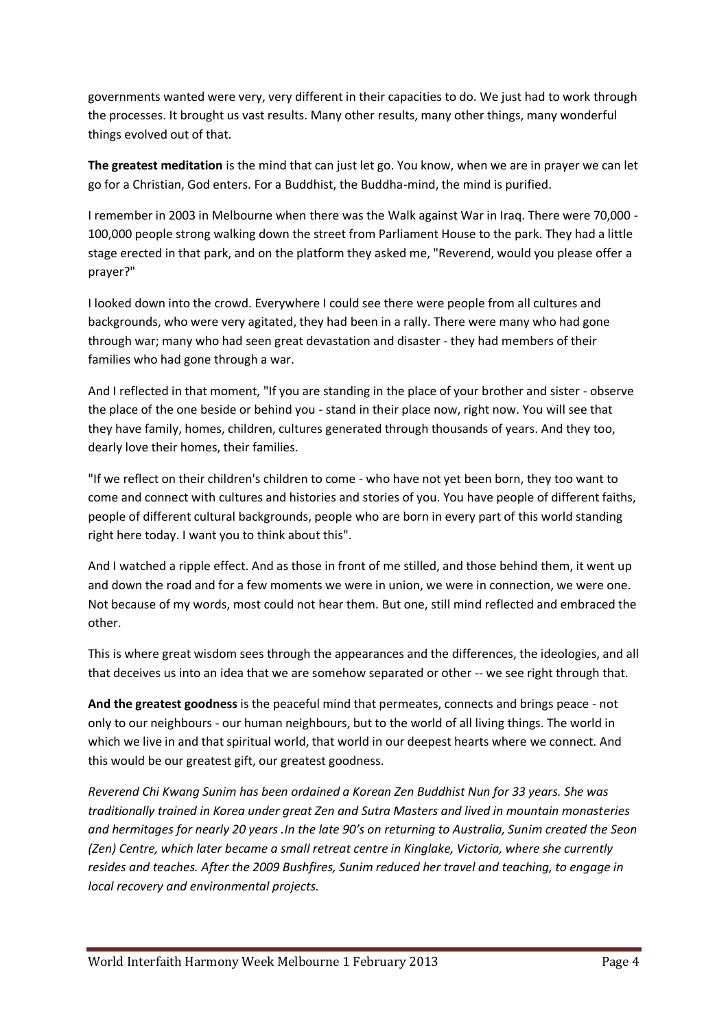governments wanted were very, very different in their capacities to do. We just had to work through the processes. It brought us vast results. Many other results, many other things, many wonderful things evolved out of that.

**The greatest meditation** is the mind that can just let go. You know, when we are in prayer we can let go for a Christian, God enters. For a Buddhist, the Buddha-mind, the mind is purified.

I remember in 2003 in Melbourne when there was the Walk against War in Iraq. There were 70,000 - 100,000 people strong walking down the street from Parliament House to the park. They had a little stage erected in that park, and on the platform they asked me, "Reverend, would you please offer a prayer?"

I looked down into the crowd. Everywhere I could see there were people from all cultures and backgrounds, who were very agitated, they had been in a rally. There were many who had gone through war; many who had seen great devastation and disaster - they had members of their families who had gone through a war.

And I reflected in that moment, "If you are standing in the place of your brother and sister - observe the place of the one beside or behind you - stand in their place now, right now. You will see that they have family, homes, children, cultures generated through thousands of years. And they too, dearly love their homes, their families.

"If we reflect on their children's children to come - who have not yet been born, they too want to come and connect with cultures and histories and stories of you. You have people of different faiths, people of different cultural backgrounds, people who are born in every part of this world standing right here today. I want you to think about this".

And I watched a ripple effect. And as those in front of me stilled, and those behind them, it went up and down the road and for a few moments we were in union, we were in connection, we were one. Not because of my words, most could not hear them. But one, still mind reflected and embraced the other.

This is where great wisdom sees through the appearances and the differences, the ideologies, and all that deceives us into an idea that we are somehow separated or other -- we see right through that.

**And the greatest goodness** is the peaceful mind that permeates, connects and brings peace - not only to our neighbours - our human neighbours, but to the world of all living things. The world in which we live in and that spiritual world, that world in our deepest hearts where we connect. And this would be our greatest gift, our greatest goodness.

*Reverend Chi Kwang Sunim has been ordained a Korean Zen Buddhist Nun for 33 years. She was traditionally trained in Korea under great Zen and Sutra Masters and lived in mountain monasteries and hermitages for nearly 20 years .In the late 90's on returning to Australia, Sunim created the Seon (Zen) Centre, which later became a small retreat centre in Kinglake, Victoria, where she currently resides and teaches. After the 2009 Bushfires, Sunim reduced her travel and teaching, to engage in local recovery and environmental projects.*